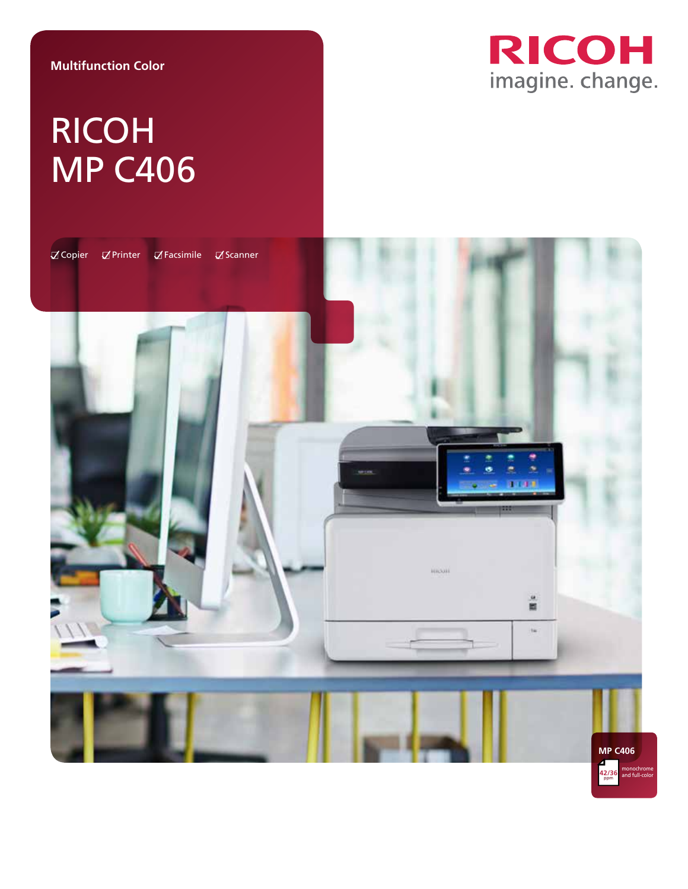Multifunction Color

# RICOH MP C406

☑ Copier ☑ Printer ☑ Facsimile ☑ Scanner

RICOH

imagine. change.

MP C406

42/36 ppm monochrome and full-color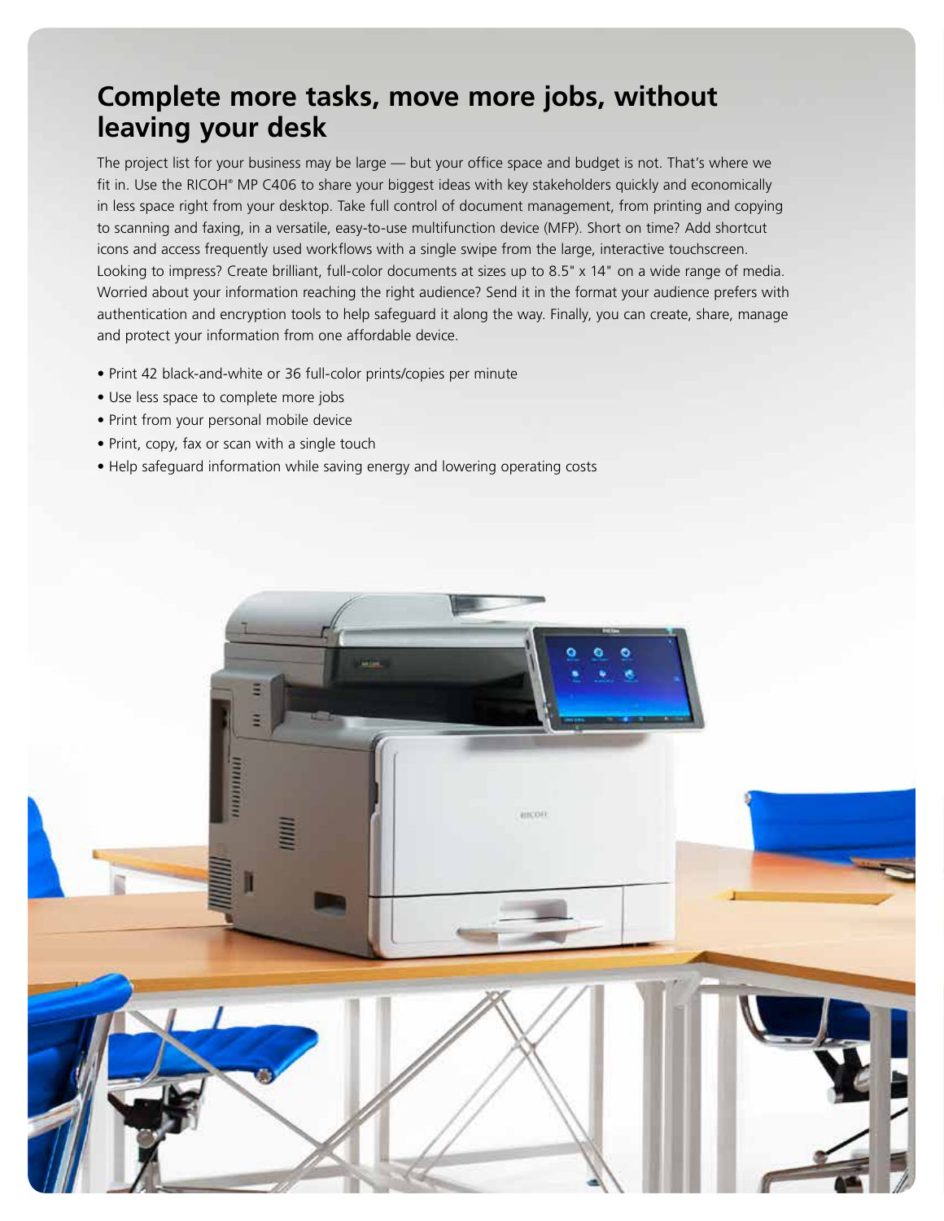## Complete more tasks, move more jobs, without leaving your desk

The project list for your business may be large — but your office space and budget is not. That's where we fit in. Use the RICOH® MP C406 to share your biggest ideas with key stakeholders quickly and economically in less space right from your desktop. Take full control of document management, from printing and copying to scanning and faxing, in a versatile, easy-to-use multifunction device (MFP). Short on time? Add shortcut icons and access frequently used workflows with a single swipe from the large, interactive touchscreen. Looking to impress? Create brilliant, full-color documents at sizes up to 8.5" x 14" on a wide range of media. Worried about your information reaching the right audience? Send it in the format your audience prefers with authentication and encryption tools to help safeguard it along the way. Finally, you can create, share, manage and protect your information from one affordable device.

- Print 42 black-and-white or 36 full-color prints/copies per minute
- Use less space to complete more jobs
- Print from your personal mobile device
- Print, copy, fax or scan with a single touch
- Help safeguard information while saving energy and lowering operating costs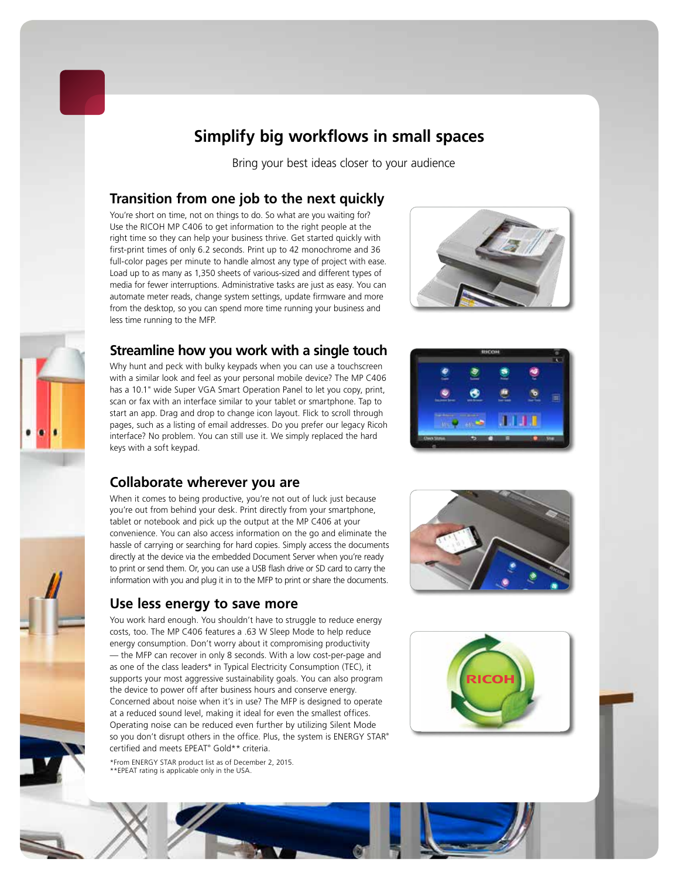# Simplify big workflows in small spaces

Bring your best ideas closer to your audience

## Transition from one job to the next quickly

You're short on time, not on things to do. So what are you waiting for? Use the RICOH MP C406 to get information to the right people at the right time so they can help your business thrive. Get started quickly with first-print times of only 6.2 seconds. Print up to 42 monochrome and 36 full-color pages per minute to handle almost any type of project with ease. Load up to as many as 1,350 sheets of various-sized and different types of media for fewer interruptions. Administrative tasks are just as easy. You can automate meter reads, change system settings, update firmware and more from the desktop, so you can spend more time running your business and less time running to the MFP.

## Streamline how you work with a single touch

Why hunt and peck with bulky keypads when you can use a touchscreen with a similar look and feel as your personal mobile device? The MP C406 has a 10.1" wide Super VGA Smart Operation Panel to let you copy, print, scan or fax with an interface similar to your tablet or smartphone. Tap to start an app. Drag and drop to change icon layout. Flick to scroll through pages, such as a listing of email addresses. Do you prefer our legacy Ricoh interface? No problem. You can still use it. We simply replaced the hard keys with a soft keypad.

## Collaborate wherever you are

When it comes to being productive, you're not out of luck just because you're out from behind your desk. Print directly from your smartphone, tablet or notebook and pick up the output at the MP C406 at your convenience. You can also access information on the go and eliminate the hassle of carrying or searching for hard copies. Simply access the documents directly at the device via the embedded Document Server when you're ready to print or send them. Or, you can use a USB flash drive or SD card to carry the information with you and plug it in to the MFP to print or share the documents.

## Use less energy to save more

You work hard enough. You shouldn't have to struggle to reduce energy costs, too. The MP C406 features a .63 W Sleep Mode to help reduce energy consumption. Don't worry about it compromising productivity — the MFP can recover in only 8 seconds. With a low cost-per-page and as one of the class leaders* in Typical Electricity Consumption (TEC), it supports your most aggressive sustainability goals. You can also program the device to power off after business hours and conserve energy. Concerned about noise when it's in use? The MFP is designed to operate at a reduced sound level, making it ideal for even the smallest offices. Operating noise can be reduced even further by utilizing Silent Mode so you don't disrupt others in the office. Plus, the system is ENERGY STAR® certified and meets EPEAT® Gold** criteria.

*From ENERGY STAR product list as of December 2, 2015.
**EPEAT rating is applicable only in the USA.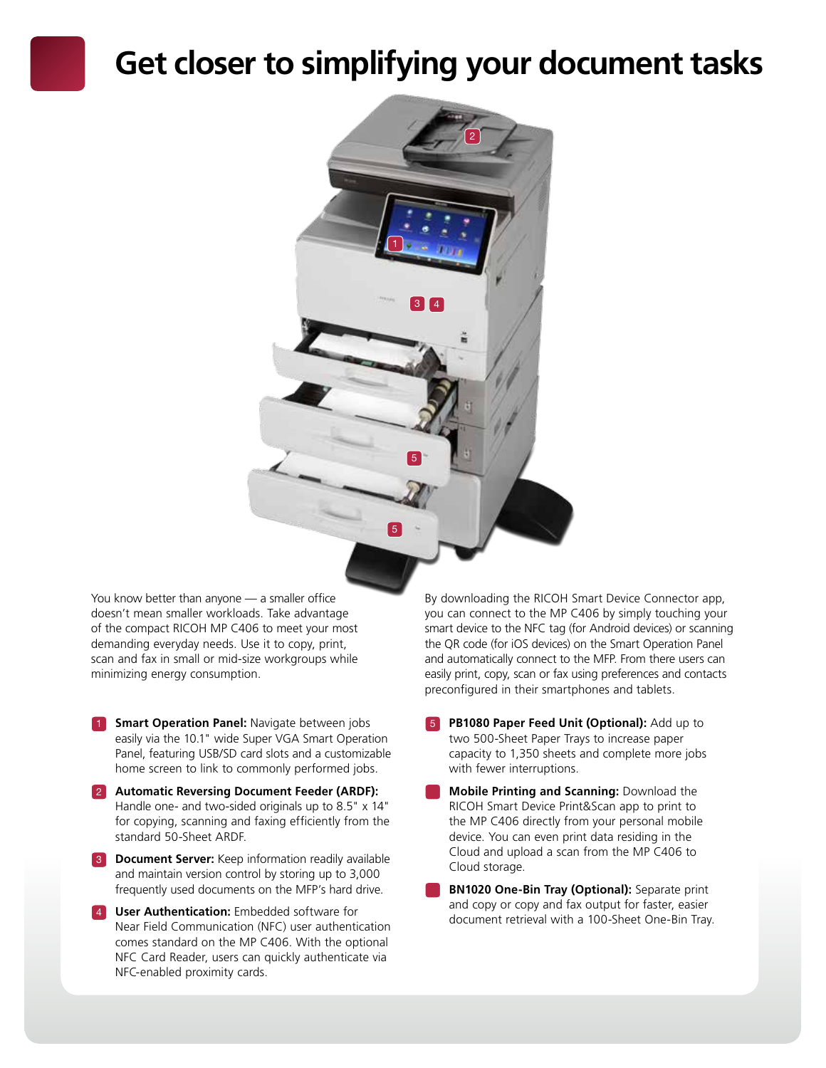# Get closer to simplifying your document tasks

You know better than anyone — a smaller office doesn't mean smaller workloads. Take advantage of the compact RICOH MP C406 to meet your most demanding everyday needs. Use it to copy, print, scan and fax in small or mid-size workgroups while minimizing energy consumption.

By downloading the RICOH Smart Device Connector app, you can connect to the MP C406 by simply touching your smart device to the NFC tag (for Android devices) or scanning the QR code (for iOS devices) on the Smart Operation Panel and automatically connect to the MFP. From there users can easily print, copy, scan or fax using preferences and contacts preconfigured in their smartphones and tablets.

1. **Smart Operation Panel:** Navigate between jobs easily via the 10.1" wide Super VGA Smart Operation Panel, featuring USB/SD card slots and a customizable home screen to link to commonly performed jobs.

2. **Automatic Reversing Document Feeder (ARDF):** Handle one- and two-sided originals up to 8.5" x 14" for copying, scanning and faxing efficiently from the standard 50-Sheet ARDF.

3. **Document Server:** Keep information readily available and maintain version control by storing up to 3,000 frequently used documents on the MFP's hard drive.

4. **User Authentication:** Embedded software for Near Field Communication (NFC) user authentication comes standard on the MP C406. With the optional NFC Card Reader, users can quickly authenticate via NFC-enabled proximity cards.

5. **PB1080 Paper Feed Unit (Optional):** Add up to two 500-Sheet Paper Trays to increase paper capacity to 1,350 sheets and complete more jobs with fewer interruptions.

- **Mobile Printing and Scanning:** Download the RICOH Smart Device Print&Scan app to print to the MP C406 directly from your personal mobile device. You can even print data residing in the Cloud and upload a scan from the MP C406 to Cloud storage.

- **BN1020 One-Bin Tray (Optional):** Separate print and copy or copy and fax output for faster, easier document retrieval with a 100-Sheet One-Bin Tray.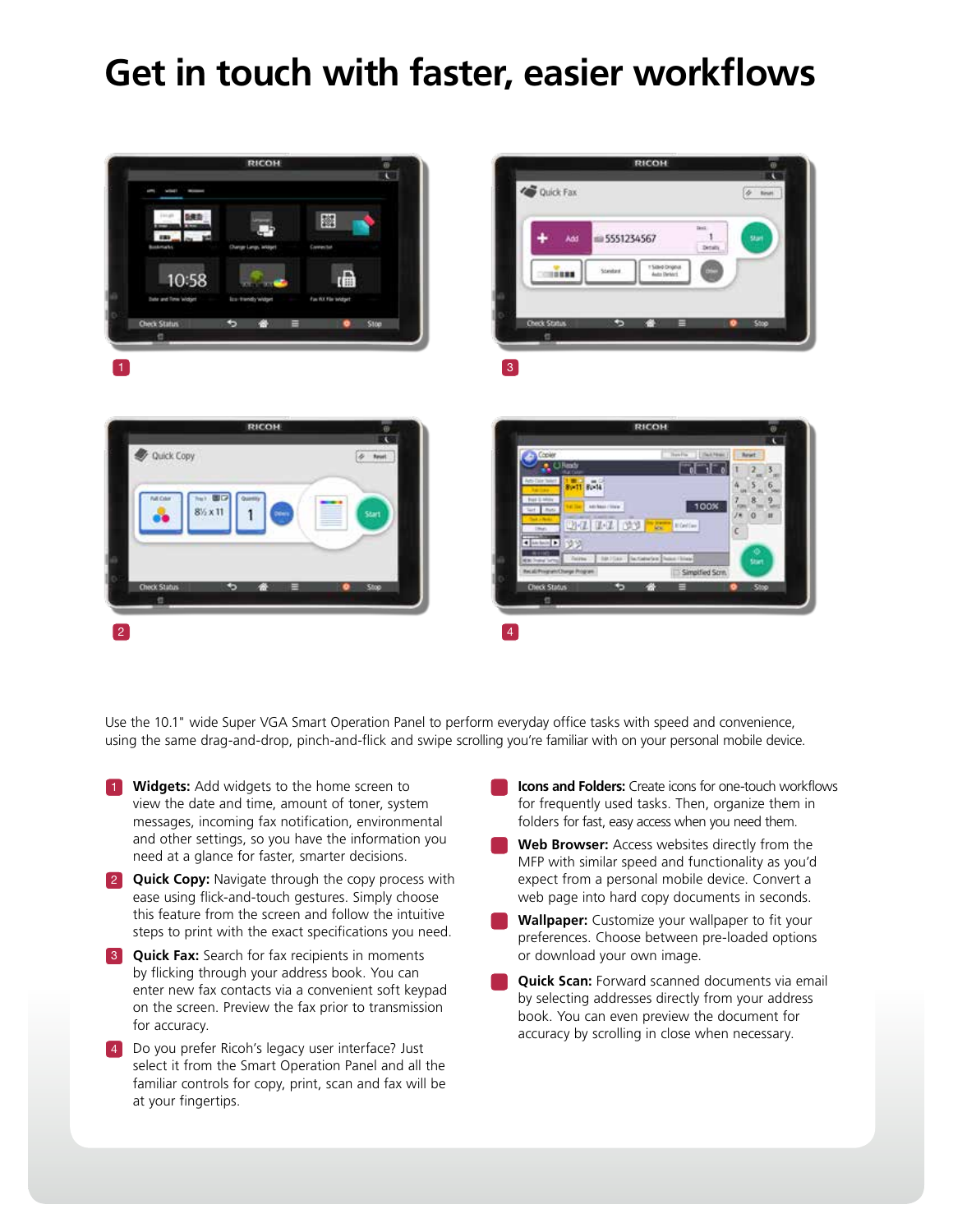# Get in touch with faster, easier workflows

Use the 10.1" wide Super VGA Smart Operation Panel to perform everyday office tasks with speed and convenience, using the same drag-and-drop, pinch-and-flick and swipe scrolling you're familiar with on your personal mobile device.

1. **Widgets:** Add widgets to the home screen to view the date and time, amount of toner, system messages, incoming fax notification, environmental and other settings, so you have the information you need at a glance for faster, smarter decisions.
2. **Quick Copy:** Navigate through the copy process with ease using flick-and-touch gestures. Simply choose this feature from the screen and follow the intuitive steps to print with the exact specifications you need.
3. **Quick Fax:** Search for fax recipients in moments by flicking through your address book. You can enter new fax contacts via a convenient soft keypad on the screen. Preview the fax prior to transmission for accuracy.
4. Do you prefer Ricoh's legacy user interface? Just select it from the Smart Operation Panel and all the familiar controls for copy, print, scan and fax will be at your fingertips.

- **Icons and Folders:** Create icons for one-touch workflows for frequently used tasks. Then, organize them in folders for fast, easy access when you need them.
- **Web Browser:** Access websites directly from the MFP with similar speed and functionality as you'd expect from a personal mobile device. Convert a web page into hard copy documents in seconds.
- **Wallpaper:** Customize your wallpaper to fit your preferences. Choose between pre-loaded options or download your own image.
- **Quick Scan:** Forward scanned documents via email by selecting addresses directly from your address book. You can even preview the document for accuracy by scrolling in close when necessary.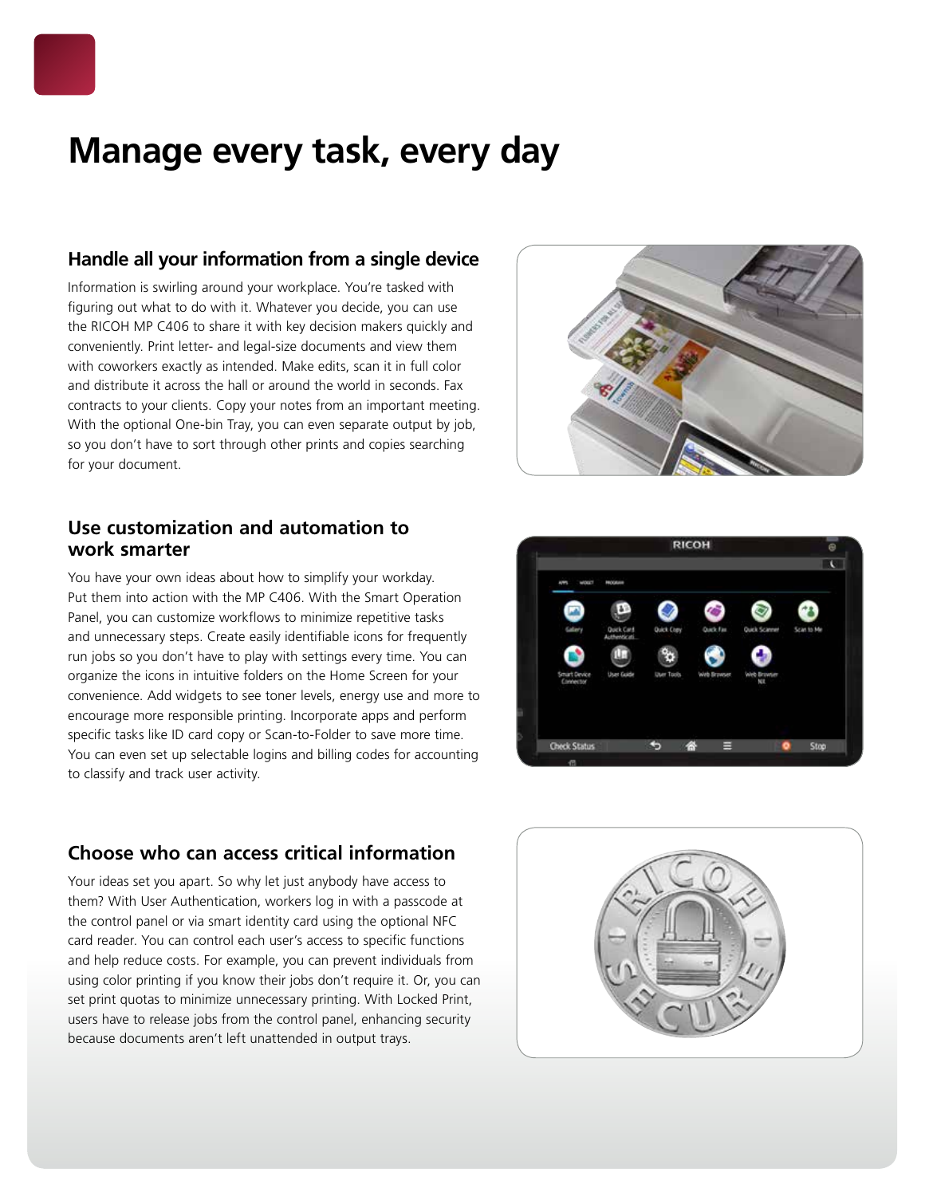# Manage every task, every day

## Handle all your information from a single device

Information is swirling around your workplace. You're tasked with figuring out what to do with it. Whatever you decide, you can use the RICOH MP C406 to share it with key decision makers quickly and conveniently. Print letter- and legal-size documents and view them with coworkers exactly as intended. Make edits, scan it in full color and distribute it across the hall or around the world in seconds. Fax contracts to your clients. Copy your notes from an important meeting. With the optional One-bin Tray, you can even separate output by job, so you don't have to sort through other prints and copies searching for your document.

## Use customization and automation to work smarter

You have your own ideas about how to simplify your workday. Put them into action with the MP C406. With the Smart Operation Panel, you can customize workflows to minimize repetitive tasks and unnecessary steps. Create easily identifiable icons for frequently run jobs so you don't have to play with settings every time. You can organize the icons in intuitive folders on the Home Screen for your convenience. Add widgets to see toner levels, energy use and more to encourage more responsible printing. Incorporate apps and perform specific tasks like ID card copy or Scan-to-Folder to save more time. You can even set up selectable logins and billing codes for accounting to classify and track user activity.

## Choose who can access critical information

Your ideas set you apart. So why let just anybody have access to them? With User Authentication, workers log in with a passcode at the control panel or via smart identity card using the optional NFC card reader. You can control each user's access to specific functions and help reduce costs. For example, you can prevent individuals from using color printing if you know their jobs don't require it. Or, you can set print quotas to minimize unnecessary printing. With Locked Print, users have to release jobs from the control panel, enhancing security because documents aren't left unattended in output trays.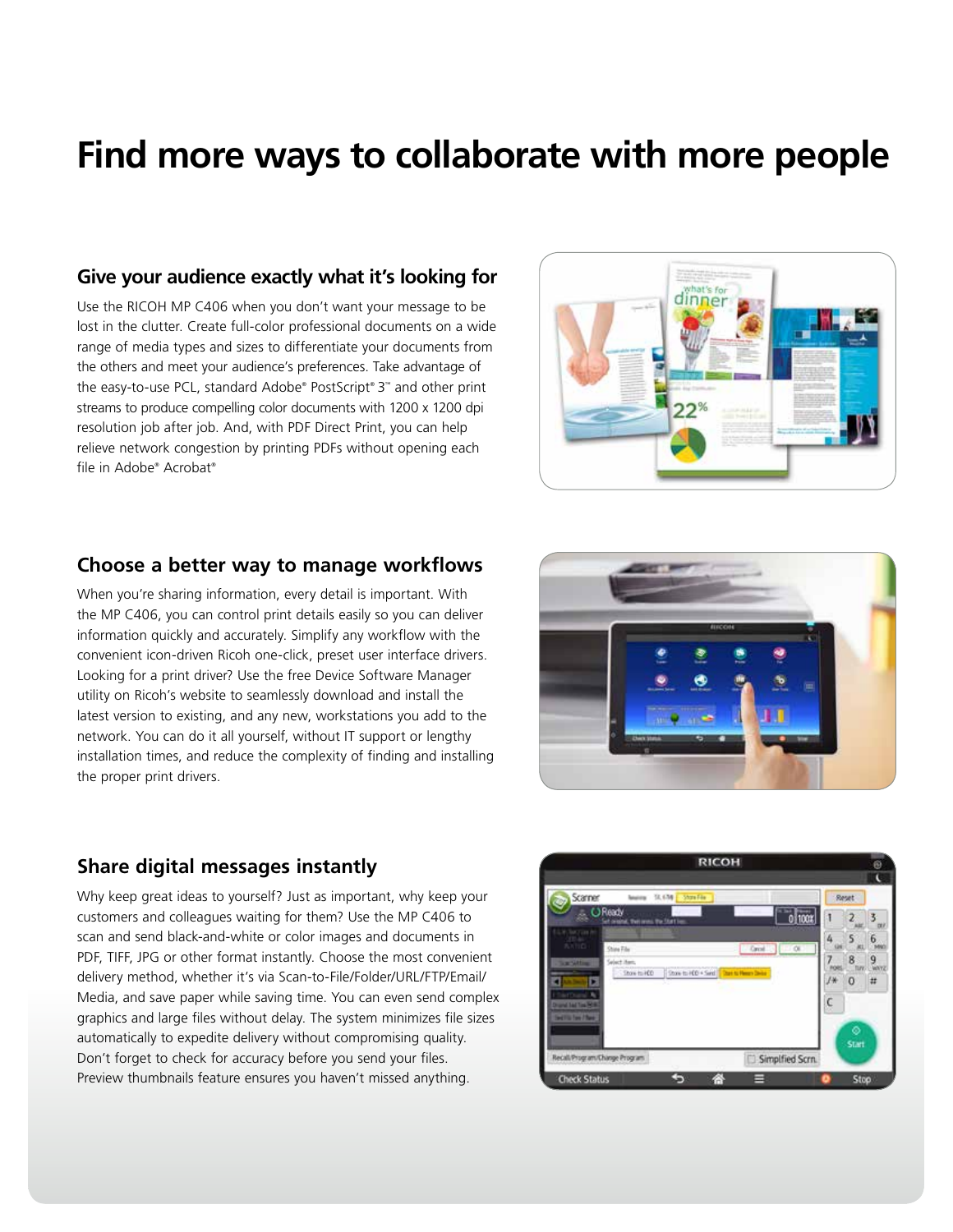# Find more ways to collaborate with more people

## Give your audience exactly what it's looking for

Use the RICOH MP C406 when you don't want your message to be lost in the clutter. Create full-color professional documents on a wide range of media types and sizes to differentiate your documents from the others and meet your audience's preferences. Take advantage of the easy-to-use PCL, standard Adobe® PostScript® 3™ and other print streams to produce compelling color documents with 1200 x 1200 dpi resolution job after job. And, with PDF Direct Print, you can help relieve network congestion by printing PDFs without opening each file in Adobe® Acrobat®

## Choose a better way to manage workflows

When you're sharing information, every detail is important. With the MP C406, you can control print details easily so you can deliver information quickly and accurately. Simplify any workflow with the convenient icon-driven Ricoh one-click, preset user interface drivers. Looking for a print driver? Use the free Device Software Manager utility on Ricoh's website to seamlessly download and install the latest version to existing, and any new, workstations you add to the network. You can do it all yourself, without IT support or lengthy installation times, and reduce the complexity of finding and installing the proper print drivers.

## Share digital messages instantly

Why keep great ideas to yourself? Just as important, why keep your customers and colleagues waiting for them? Use the MP C406 to scan and send black-and-white or color images and documents in PDF, TIFF, JPG or other format instantly. Choose the most convenient delivery method, whether it's via Scan-to-File/Folder/URL/FTP/Email/Media, and save paper while saving time. You can even send complex graphics and large files without delay. The system minimizes file sizes automatically to expedite delivery without compromising quality. Don't forget to check for accuracy before you send your files. Preview thumbnails feature ensures you haven't missed anything.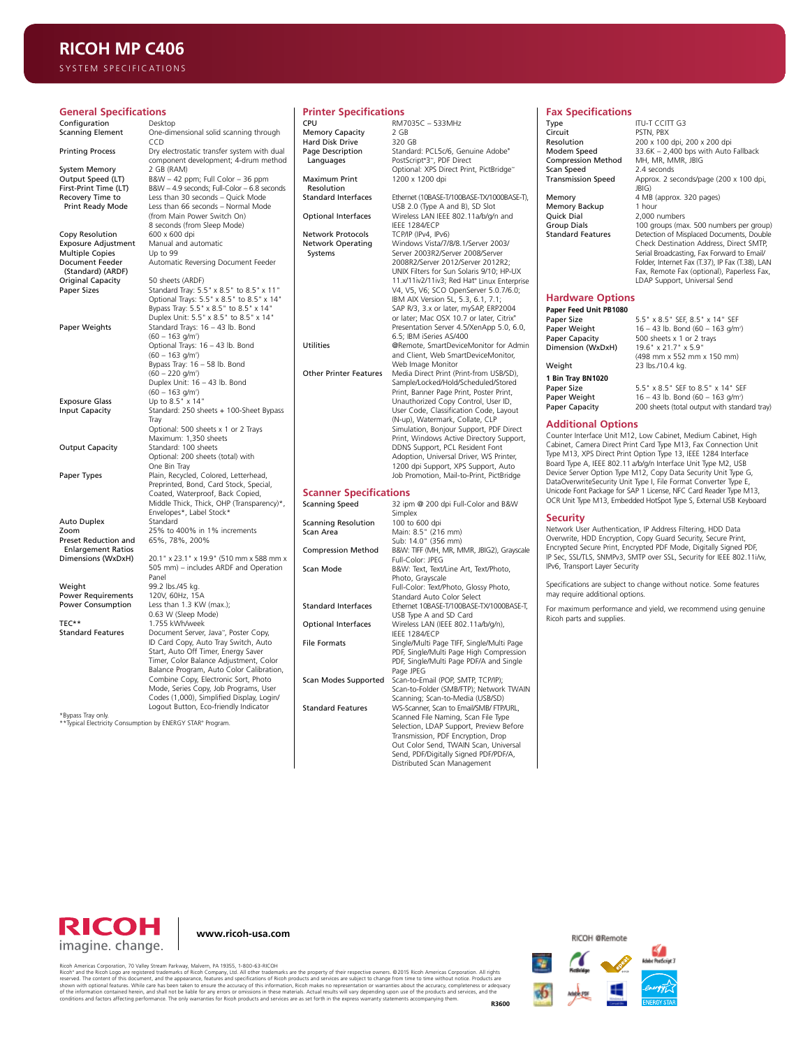# RICOH MP C406

SYSTEM SPECIFICATIONS

## General Specifications

| | |
|---|---|
| Configuration | Desktop |
| Scanning Element | One-dimensional solid scanning through CCD |
| Printing Process | Dry electrostatic transfer system with dual component development; 4-drum method |
| System Memory | 2 GB (RAM) |
| Output Speed (LT) | B&W – 42 ppm; Full Color – 36 ppm |
| First-Print Time (LT) | B&W – 4.9 seconds; Full-Color – 6.8 seconds |
| Recovery Time to Print Ready Mode | Less than 30 seconds – Quick Mode<br>Less than 66 seconds – Normal Mode (from Main Power Switch On)<br>8 seconds (from Sleep Mode) |
| Copy Resolution | 600 x 600 dpi |
| Exposure Adjustment | Manual and automatic |
| Multiple Copies | Up to 99 |
| Document Feeder (Standard) (ARDF) | Automatic Reversing Document Feeder |
| Original Capacity | 50 sheets (ARDF) |
| Paper Sizes | Standard Tray: 5.5" x 8.5" to 8.5" x 11"<br>Optional Trays: 5.5" x 8.5" to 8.5" x 14"<br>Bypass Tray: 5.5" x 8.5" to 8.5" x 14"<br>Duplex Unit: 5.5" x 8.5" to 8.5" x 14" |
| Paper Weights | Standard Trays: 16 – 43 lb. Bond (60 – 163 g/m²)<br>Optional Trays: 16 – 43 lb. Bond (60 – 163 g/m²)<br>Bypass Tray: 16 – 58 lb. Bond (60 – 220 g/m²)<br>Duplex Unit: 16 – 43 lb. Bond (60 – 163 g/m²) |
| Exposure Glass | Up to 8.5" x 14" |
| Input Capacity | Standard: 250 sheets + 100-Sheet Bypass Tray<br>Optional: 500 sheets x 1 or 2 Trays<br>Maximum: 1,350 sheets |
| Output Capacity | Standard: 100 sheets<br>Optional: 200 sheets (total) with One Bin Tray |
| Paper Types | Plain, Recycled, Colored, Letterhead, Preprinted, Bond, Card Stock, Special, Coated, Waterproof, Back Copied, Middle Thick, Thick, OHP (Transparency)*, Envelopes*, Label Stock* |
| Auto Duplex | Standard |
| Zoom | 25% to 400% in 1% increments |
| Preset Reduction and Enlargement Ratios | 65%, 78%, 200% |
| Dimensions (WxDxH) | 20.1" x 23.1" x 19.9" (510 mm x 588 mm x 505 mm) – includes ARDF and Operation Panel |
| Weight | 99.2 lbs./45 kg. |
| Power Requirements | 120V, 60Hz, 15A |
| Power Consumption | Less than 1.3 KW (max.);<br>0.63 W (Sleep Mode) |
| TEC** | 1.755 kWh/week |
| Standard Features | Document Server, Java™, Poster Copy, ID Card Copy, Auto Tray Switch, Auto Start, Auto Off Timer, Energy Saver Timer, Color Balance Adjustment, Color Balance Program, Auto Color Calibration, Combine Copy, Electronic Sort, Photo Mode, Series Copy, Job Programs, User Codes (1,000), Simplified Display, Login/Logout Button, Eco-friendly Indicator |

*Bypass Tray only.
**Typical Electricity Consumption by ENERGY STAR® Program.

## Printer Specifications

| | |
|---|---|
| CPU | RM7035C – 533MHz |
| Memory Capacity | 2 GB |
| Hard Disk Drive | 320 GB |
| Page Description Languages | Standard: PCL5c/6, Genuine Adobe® PostScript®3™, PDF Direct<br>Optional: XPS Direct Print, PictBridge™ |
| Maximum Print Resolution | 1200 x 1200 dpi |
| Standard Interfaces | Ethernet (10BASE-T/100BASE-TX/1000BASE-T), USB 2.0 (Type A and B), SD Slot |
| Optional Interfaces | Wireless LAN IEEE 802.11a/b/g/n and IEEE 1284/ECP |
| Network Protocols | TCP/IP (IPv4, IPv6) |
| Network Operating Systems | Windows Vista/7/8/8.1/Server 2003/Server 2003R2/Server 2008/Server 2008R2/Server 2012/Server 2012R2; UNIX Filters for Sun Solaris 9/10; HP-UX 11.x/11iv2/11iv3; Red Hat® Linux Enterprise V4, V5, V6; SCO OpenServer 5.0.7/6.0; IBM AIX Version 5L, 5.3, 6.1, 7.1; SAP R/3, 3.x or later, mySAP, ERP2004 or later; Mac OSX 10.7 or later, Citrix® Presentation Server 4.5/XenApp 5.0, 6.0, 6.5; IBM iSeries AS/400 |
| Utilities | @Remote, SmartDeviceMonitor for Admin and Client, Web SmartDeviceMonitor, Web Image Monitor |
| Other Printer Features | Media Direct Print (Print-from USB/SD), Sample/Locked/Hold/Scheduled/Stored Print, Banner Page Print, Poster Print, Unauthorized Copy Control, User ID, User Code, Classification Code, Layout (N-up), Watermark, Collate, CLP Simulation, Bonjour Support, PDF Direct Print, Windows Active Directory Support, DDNS Support, PCL Resident Font Adoption, Universal Driver, WS Printer, 1200 dpi Support, XPS Support, Auto Job Promotion, Mail-to-Print, PictBridge |

## Scanner Specifications

| | |
|---|---|
| Scanning Speed | 32 ipm @ 200 dpi Full-Color and B&W Simplex |
| Scanning Resolution | 100 to 600 dpi |
| Scan Area | Main: 8.5" (216 mm)<br>Sub: 14.0" (356 mm) |
| Compression Method | B&W: TIFF (MH, MR, MMR, JBIG2), Grayscale<br>Full-Color: JPEG |
| Scan Mode | B&W: Text, Text/Line Art, Text/Photo, Photo, Grayscale<br>Full-Color: Text/Photo, Glossy Photo, Standard Auto Color Select |
| Standard Interfaces | Ethernet 10BASE-T/100BASE-TX/1000BASE-T, USB Type A and SD Card |
| Optional Interfaces | Wireless LAN (IEEE 802.11a/b/g/n), IEEE 1284/ECP |
| File Formats | Single/Multi Page TIFF, Single/Multi Page PDF, Single/Multi Page High Compression PDF, Single/Multi Page PDF/A and Single Page JPEG |
| Scan Modes Supported | Scan-to-Email (POP, SMTP, TCP/IP); Scan-to-Folder (SMB/FTP); Network TWAIN Scanning; Scan-to-Media (USB/SD) |
| Standard Features | WS-Scanner, Scan to Email/SMB/ FTP/URL, Scanned File Naming, Scan File Type Selection, LDAP Support, Preview Before Transmission, PDF Encryption, Drop Out Color Send, TWAIN Scan, Universal Send, PDF/Digitally Signed PDF/PDF/A, Distributed Scan Management |

## Fax Specifications

| | |
|---|---|
| Type | ITU-T CCITT G3 |
| Circuit | PSTN, PBX |
| Resolution | 200 x 100 dpi, 200 x 200 dpi |
| Modem Speed | 33.6K – 2,400 bps with Auto Fallback |
| Compression Method | MH, MR, MMR, JBIG |
| Scan Speed | 2.4 seconds |
| Transmission Speed | Approx. 2 seconds/page (200 x 100 dpi, JBIG) |
| Memory | 4 MB (approx. 320 pages) |
| Memory Backup | 1 hour |
| Quick Dial | 2,000 numbers |
| Group Dials | 100 groups (max. 500 numbers per group) |
| Standard Features | Detection of Misplaced Documents, Double Check Destination Address, Direct SMTP, Serial Broadcasting, Fax Forward to Email/Folder, Internet Fax (T.37), IP Fax (T.38), LAN Fax, Remote Fax (optional), Paperless Fax, LDAP Support, Universal Send |

## Hardware Options

**Paper Feed Unit PB1080**

| | |
|---|---|
| Paper Size | 5.5" x 8.5" SEF, 8.5" x 14" SEF |
| Paper Weight | 16 – 43 lb. Bond (60 – 163 g/m²) |
| Paper Capacity | 500 sheets x 1 or 2 trays |
| Dimension (WxDxH) | 19.6" x 21.7" x 5.9" (498 mm x 552 mm x 150 mm) |
| Weight | 23 lbs./10.4 kg. |

**1 Bin Tray BN1020**

| | |
|---|---|
| Paper Size | 5.5" x 8.5" SEF to 8.5" x 14" SEF |
| Paper Weight | 16 – 43 lb. Bond (60 – 163 g/m²) |
| Paper Capacity | 200 sheets (total output with standard tray) |

## Additional Options

Counter Interface Unit M12, Low Cabinet, Medium Cabinet, High Cabinet, Camera Direct Print Card Type M13, Fax Connection Unit Type M13, XPS Direct Print Option Type 13, IEEE 1284 Interface Board Type A, IEEE 802.11 a/b/g/n Interface Unit Type M2, USB Device Server Option Type M12, Copy Data Security Unit Type G, DataOverwriteSecurity Unit Type I, File Format Converter Type E, Unicode Font Package for SAP 1 License, NFC Card Reader Type M13, OCR Unit Type M13, Embedded HotSpot Type S, External USB Keyboard

## Security

Network User Authentication, IP Address Filtering, HDD Data Overwrite, HDD Encryption, Copy Guard Security, Secure Print, Encrypted Secure Print, Encrypted PDF Mode, Digitally Signed PDF, IP Sec, SSL/TLS, SNMPv3, SMTP over SSL, Security for IEEE 802.11i/w, IPv6, Transport Layer Security

Specifications are subject to change without notice. Some features may require additional options.

For maximum performance and yield, we recommend using genuine Ricoh parts and supplies.

RICOH imagine. change.

www.ricoh-usa.com

Ricoh Americas Corporation, 70 Valley Stream Parkway, Malvern, PA 19355, 1-800-63-RICOH
Ricoh® and the Ricoh Logo are registered trademarks of Ricoh Company, Ltd. All other trademarks are the property of their respective owners. ©2015 Ricoh Americas Corporation. All rights reserved. The content of this document, and the appearance, features and specifications of Ricoh products and services are subject to change from time to time without notice. Products are shown with optional features. While care has been taken to ensure the accuracy of this information, Ricoh makes no representation or warranties about the accuracy, completeness or adequacy of the information contained herein, and shall not be liable for any errors or omissions in these materials. Actual results will vary depending upon use of the products and services, and the conditions and factors affecting performance. The only warranties for Ricoh products and services are as set forth in the express warranty statements accompanying them.

R3600